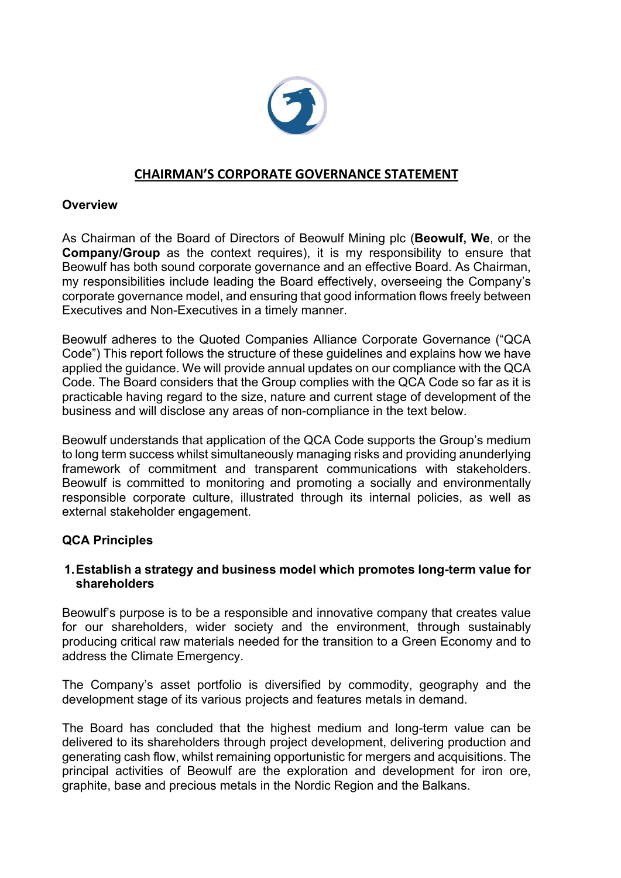# CHAIRMAN'S CORPORATE GOVERNANCE STATEMENT

## Overview

As Chairman of the Board of Directors of Beowulf Mining plc (**Beowulf, We**, or the **Company/Group** as the context requires), it is my responsibility to ensure that Beowulf has both sound corporate governance and an effective Board. As Chairman, my responsibilities include leading the Board effectively, overseeing the Company's corporate governance model, and ensuring that good information flows freely between Executives and Non-Executives in a timely manner.

Beowulf adheres to the Quoted Companies Alliance Corporate Governance ("QCA Code") This report follows the structure of these guidelines and explains how we have applied the guidance. We will provide annual updates on our compliance with the QCA Code. The Board considers that the Group complies with the QCA Code so far as it is practicable having regard to the size, nature and current stage of development of the business and will disclose any areas of non-compliance in the text below.

Beowulf understands that application of the QCA Code supports the Group's medium to long term success whilst simultaneously managing risks and providing anunderlying framework of commitment and transparent communications with stakeholders. Beowulf is committed to monitoring and promoting a socially and environmentally responsible corporate culture, illustrated through its internal policies, as well as external stakeholder engagement.

## QCA Principles

### 1. Establish a strategy and business model which promotes long-term value for shareholders

Beowulf's purpose is to be a responsible and innovative company that creates value for our shareholders, wider society and the environment, through sustainably producing critical raw materials needed for the transition to a Green Economy and to address the Climate Emergency.

The Company's asset portfolio is diversified by commodity, geography and the development stage of its various projects and features metals in demand.

The Board has concluded that the highest medium and long-term value can be delivered to its shareholders through project development, delivering production and generating cash flow, whilst remaining opportunistic for mergers and acquisitions. The principal activities of Beowulf are the exploration and development for iron ore, graphite, base and precious metals in the Nordic Region and the Balkans.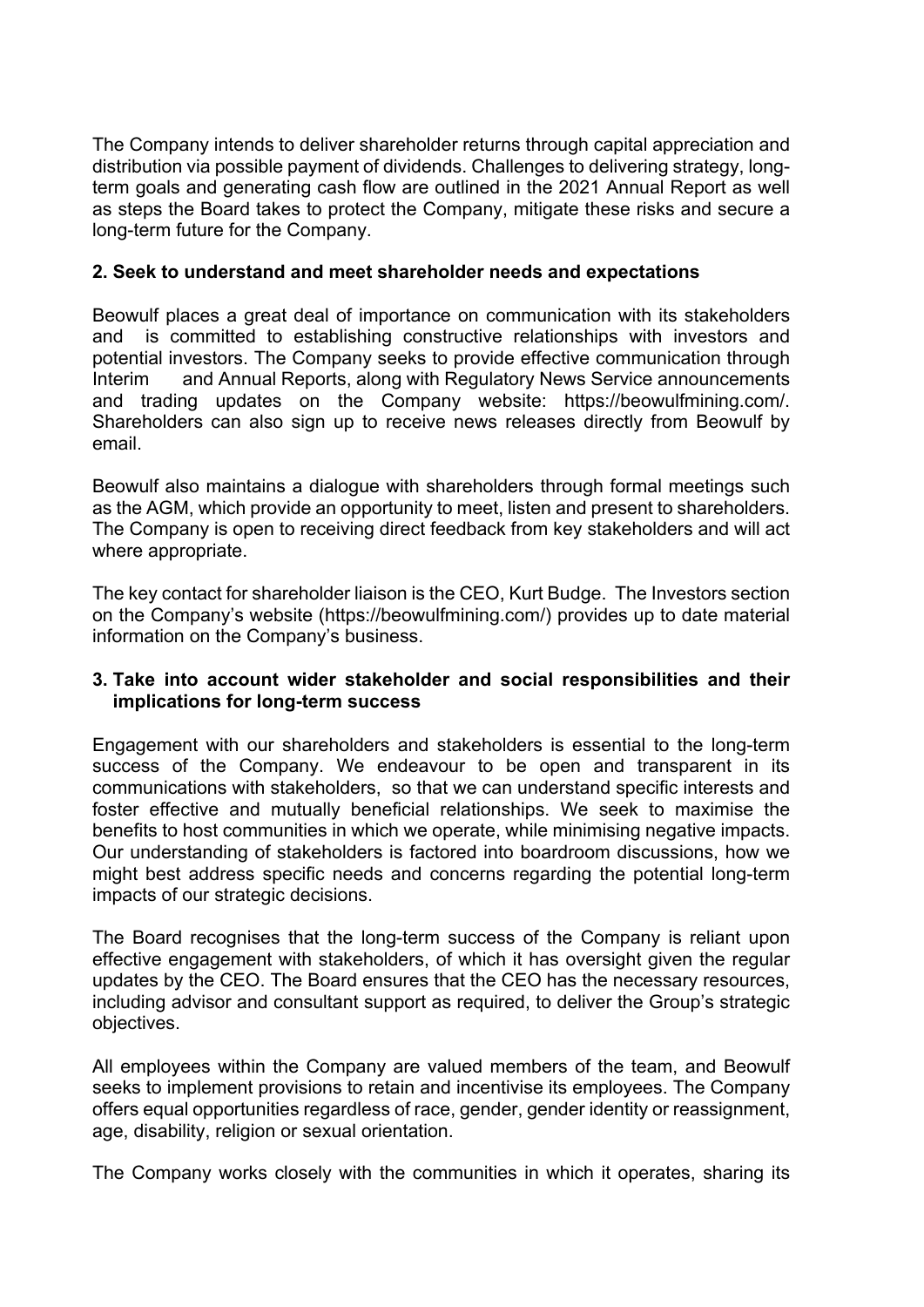The Company intends to deliver shareholder returns through capital appreciation and distribution via possible payment of dividends. Challenges to delivering strategy, long-term goals and generating cash flow are outlined in the 2021 Annual Report as well as steps the Board takes to protect the Company, mitigate these risks and secure a long-term future for the Company.

**2. Seek to understand and meet shareholder needs and expectations**

Beowulf places a great deal of importance on communication with its stakeholders and is committed to establishing constructive relationships with investors and potential investors. The Company seeks to provide effective communication through Interim and Annual Reports, along with Regulatory News Service announcements and trading updates on the Company website: https://beowulfmining.com/. Shareholders can also sign up to receive news releases directly from Beowulf by email.

Beowulf also maintains a dialogue with shareholders through formal meetings such as the AGM, which provide an opportunity to meet, listen and present to shareholders. The Company is open to receiving direct feedback from key stakeholders and will act where appropriate.

The key contact for shareholder liaison is the CEO, Kurt Budge. The Investors section on the Company's website (https://beowulfmining.com/) provides up to date material information on the Company's business.

**3. Take into account wider stakeholder and social responsibilities and their implications for long-term success**

Engagement with our shareholders and stakeholders is essential to the long-term success of the Company. We endeavour to be open and transparent in its communications with stakeholders, so that we can understand specific interests and foster effective and mutually beneficial relationships. We seek to maximise the benefits to host communities in which we operate, while minimising negative impacts. Our understanding of stakeholders is factored into boardroom discussions, how we might best address specific needs and concerns regarding the potential long-term impacts of our strategic decisions.

The Board recognises that the long-term success of the Company is reliant upon effective engagement with stakeholders, of which it has oversight given the regular updates by the CEO. The Board ensures that the CEO has the necessary resources, including advisor and consultant support as required, to deliver the Group's strategic objectives.

All employees within the Company are valued members of the team, and Beowulf seeks to implement provisions to retain and incentivise its employees. The Company offers equal opportunities regardless of race, gender, gender identity or reassignment, age, disability, religion or sexual orientation.

The Company works closely with the communities in which it operates, sharing its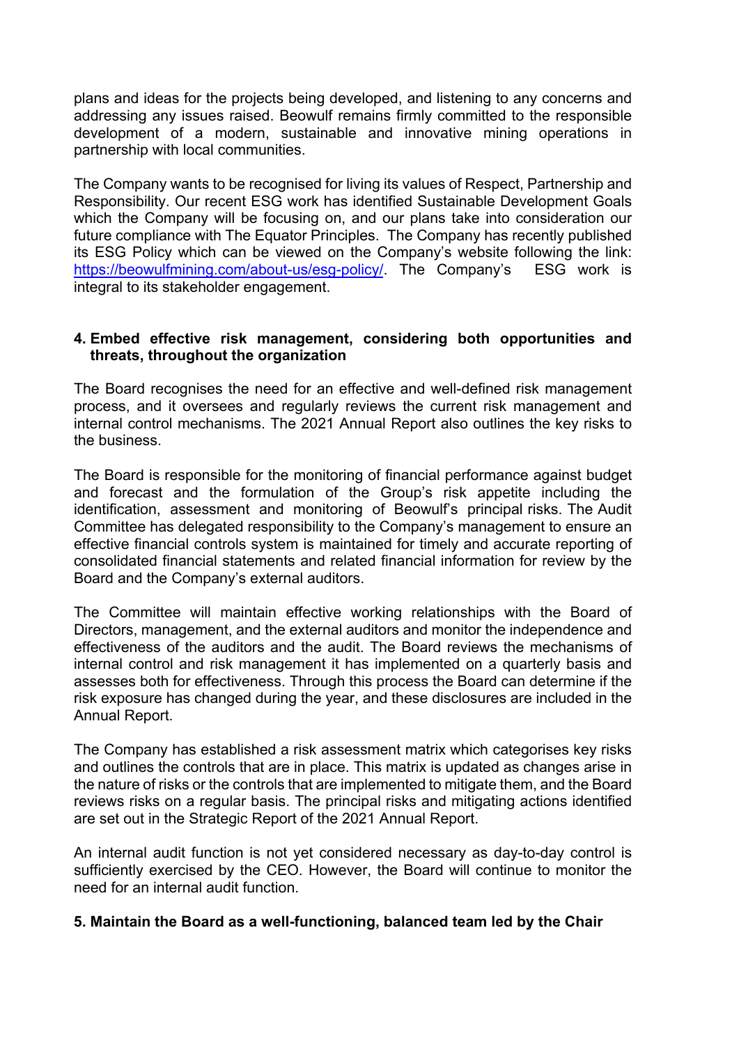plans and ideas for the projects being developed, and listening to any concerns and addressing any issues raised. Beowulf remains firmly committed to the responsible development of a modern, sustainable and innovative mining operations in partnership with local communities.

The Company wants to be recognised for living its values of Respect, Partnership and Responsibility. Our recent ESG work has identified Sustainable Development Goals which the Company will be focusing on, and our plans take into consideration our future compliance with The Equator Principles. The Company has recently published its ESG Policy which can be viewed on the Company's website following the link: [https://beowulfmining.com/about-us/esg-policy/](https://beowulfmining.com/about-us/esg-policy/). The Company's ESG work is integral to its stakeholder engagement.

### 4. Embed effective risk management, considering both opportunities and threats, throughout the organization

The Board recognises the need for an effective and well-defined risk management process, and it oversees and regularly reviews the current risk management and internal control mechanisms. The 2021 Annual Report also outlines the key risks to the business.

The Board is responsible for the monitoring of financial performance against budget and forecast and the formulation of the Group's risk appetite including the identification, assessment and monitoring of Beowulf's principal risks. The Audit Committee has delegated responsibility to the Company's management to ensure an effective financial controls system is maintained for timely and accurate reporting of consolidated financial statements and related financial information for review by the Board and the Company's external auditors.

The Committee will maintain effective working relationships with the Board of Directors, management, and the external auditors and monitor the independence and effectiveness of the auditors and the audit. The Board reviews the mechanisms of internal control and risk management it has implemented on a quarterly basis and assesses both for effectiveness. Through this process the Board can determine if the risk exposure has changed during the year, and these disclosures are included in the Annual Report.

The Company has established a risk assessment matrix which categorises key risks and outlines the controls that are in place. This matrix is updated as changes arise in the nature of risks or the controls that are implemented to mitigate them, and the Board reviews risks on a regular basis. The principal risks and mitigating actions identified are set out in the Strategic Report of the 2021 Annual Report.

An internal audit function is not yet considered necessary as day-to-day control is sufficiently exercised by the CEO. However, the Board will continue to monitor the need for an internal audit function.

### 5. Maintain the Board as a well-functioning, balanced team led by the Chair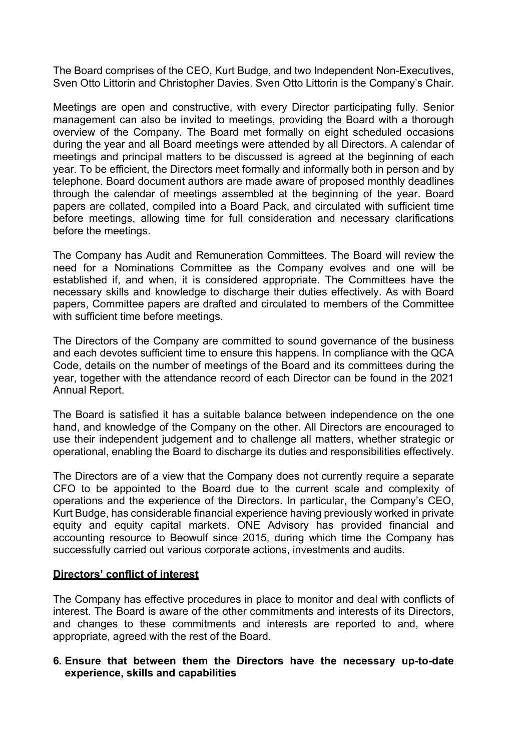The Board comprises of the CEO, Kurt Budge, and two Independent Non-Executives, Sven Otto Littorin and Christopher Davies. Sven Otto Littorin is the Company's Chair.

Meetings are open and constructive, with every Director participating fully. Senior management can also be invited to meetings, providing the Board with a thorough overview of the Company. The Board met formally on eight scheduled occasions during the year and all Board meetings were attended by all Directors. A calendar of meetings and principal matters to be discussed is agreed at the beginning of each year. To be efficient, the Directors meet formally and informally both in person and by telephone. Board document authors are made aware of proposed monthly deadlines through the calendar of meetings assembled at the beginning of the year. Board papers are collated, compiled into a Board Pack, and circulated with sufficient time before meetings, allowing time for full consideration and necessary clarifications before the meetings.

The Company has Audit and Remuneration Committees. The Board will review the need for a Nominations Committee as the Company evolves and one will be established if, and when, it is considered appropriate. The Committees have the necessary skills and knowledge to discharge their duties effectively. As with Board papers, Committee papers are drafted and circulated to members of the Committee with sufficient time before meetings.

The Directors of the Company are committed to sound governance of the business and each devotes sufficient time to ensure this happens. In compliance with the QCA Code, details on the number of meetings of the Board and its committees during the year, together with the attendance record of each Director can be found in the 2021 Annual Report.

The Board is satisfied it has a suitable balance between independence on the one hand, and knowledge of the Company on the other. All Directors are encouraged to use their independent judgement and to challenge all matters, whether strategic or operational, enabling the Board to discharge its duties and responsibilities effectively.

The Directors are of a view that the Company does not currently require a separate CFO to be appointed to the Board due to the current scale and complexity of operations and the experience of the Directors. In particular, the Company's CEO, Kurt Budge, has considerable financial experience having previously worked in private equity and equity capital markets. ONE Advisory has provided financial and accounting resource to Beowulf since 2015, during which time the Company has successfully carried out various corporate actions, investments and audits.

**Directors' conflict of interest**

The Company has effective procedures in place to monitor and deal with conflicts of interest. The Board is aware of the other commitments and interests of its Directors, and changes to these commitments and interests are reported to and, where appropriate, agreed with the rest of the Board.

**6. Ensure that between them the Directors have the necessary up-to-date experience, skills and capabilities**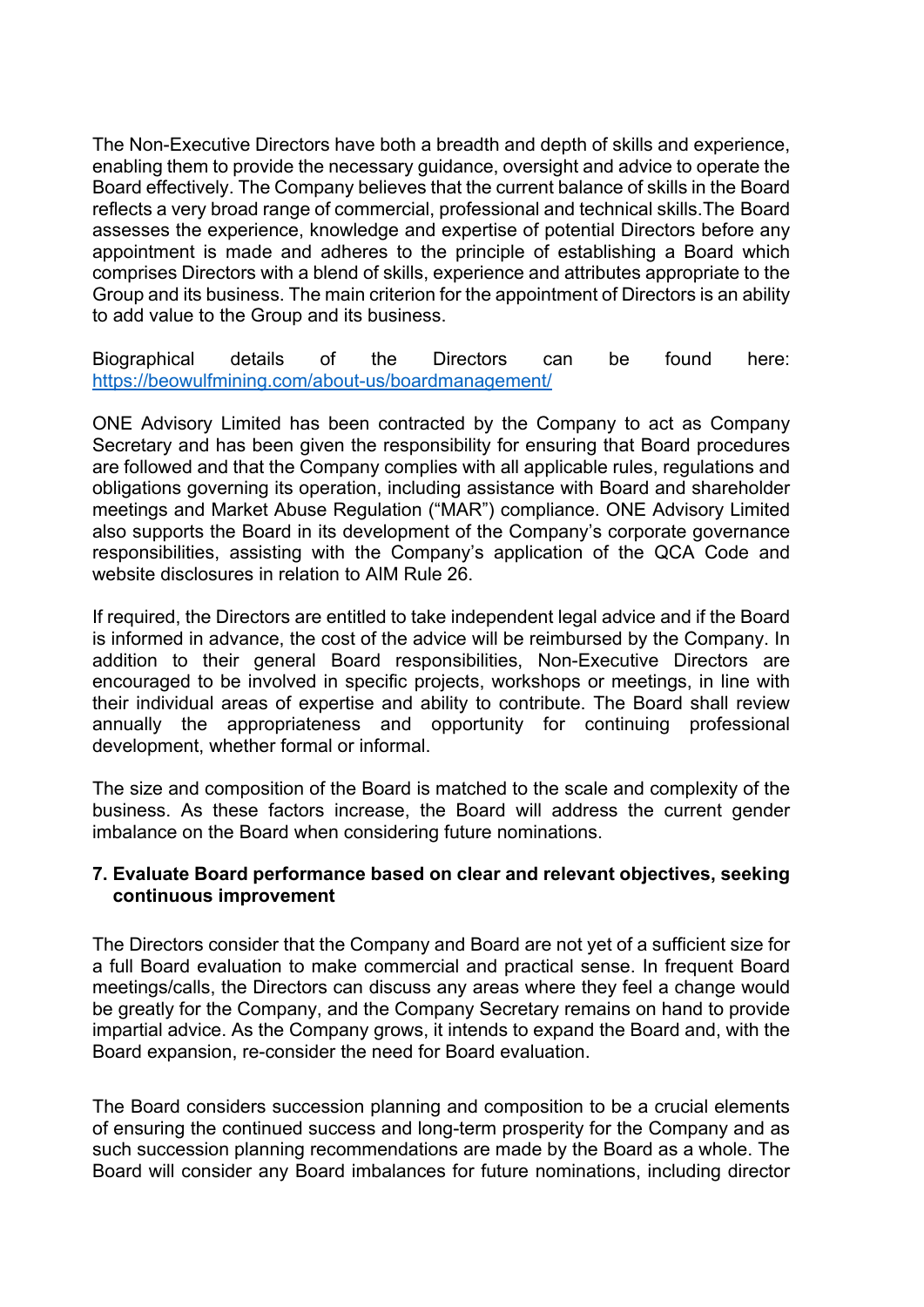The Non-Executive Directors have both a breadth and depth of skills and experience, enabling them to provide the necessary guidance, oversight and advice to operate the Board effectively. The Company believes that the current balance of skills in the Board reflects a very broad range of commercial, professional and technical skills.The Board assesses the experience, knowledge and expertise of potential Directors before any appointment is made and adheres to the principle of establishing a Board which comprises Directors with a blend of skills, experience and attributes appropriate to the Group and its business. The main criterion for the appointment of Directors is an ability to add value to the Group and its business.

Biographical details of the Directors can be found here: [https://beowulfmining.com/about-us/boardmanagement/](https://beowulfmining.com/about-us/boardmanagement/)

ONE Advisory Limited has been contracted by the Company to act as Company Secretary and has been given the responsibility for ensuring that Board procedures are followed and that the Company complies with all applicable rules, regulations and obligations governing its operation, including assistance with Board and shareholder meetings and Market Abuse Regulation ("MAR") compliance. ONE Advisory Limited also supports the Board in its development of the Company's corporate governance responsibilities, assisting with the Company's application of the QCA Code and website disclosures in relation to AIM Rule 26.

If required, the Directors are entitled to take independent legal advice and if the Board is informed in advance, the cost of the advice will be reimbursed by the Company. In addition to their general Board responsibilities, Non-Executive Directors are encouraged to be involved in specific projects, workshops or meetings, in line with their individual areas of expertise and ability to contribute. The Board shall review annually the appropriateness and opportunity for continuing professional development, whether formal or informal.

The size and composition of the Board is matched to the scale and complexity of the business. As these factors increase, the Board will address the current gender imbalance on the Board when considering future nominations.

**7. Evaluate Board performance based on clear and relevant objectives, seeking continuous improvement**

The Directors consider that the Company and Board are not yet of a sufficient size for a full Board evaluation to make commercial and practical sense. In frequent Board meetings/calls, the Directors can discuss any areas where they feel a change would be greatly for the Company, and the Company Secretary remains on hand to provide impartial advice. As the Company grows, it intends to expand the Board and, with the Board expansion, re-consider the need for Board evaluation.

The Board considers succession planning and composition to be a crucial elements of ensuring the continued success and long-term prosperity for the Company and as such succession planning recommendations are made by the Board as a whole. The Board will consider any Board imbalances for future nominations, including director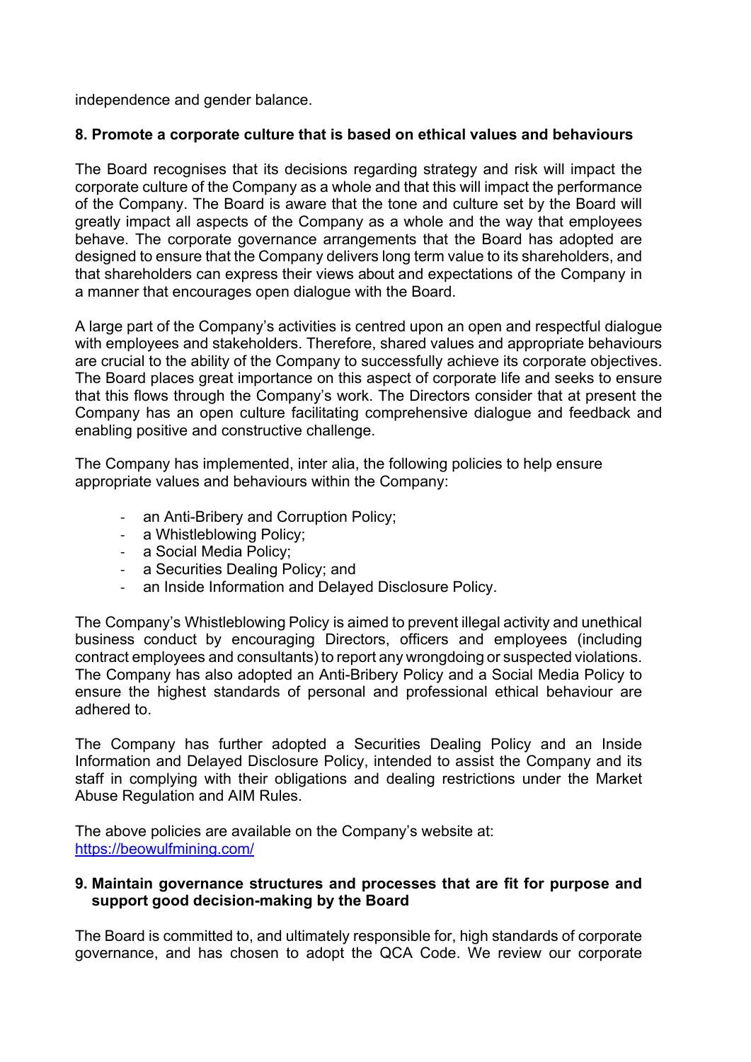independence and gender balance.

### 8. Promote a corporate culture that is based on ethical values and behaviours

The Board recognises that its decisions regarding strategy and risk will impact the corporate culture of the Company as a whole and that this will impact the performance of the Company. The Board is aware that the tone and culture set by the Board will greatly impact all aspects of the Company as a whole and the way that employees behave. The corporate governance arrangements that the Board has adopted are designed to ensure that the Company delivers long term value to its shareholders, and that shareholders can express their views about and expectations of the Company in a manner that encourages open dialogue with the Board.

A large part of the Company's activities is centred upon an open and respectful dialogue with employees and stakeholders. Therefore, shared values and appropriate behaviours are crucial to the ability of the Company to successfully achieve its corporate objectives. The Board places great importance on this aspect of corporate life and seeks to ensure that this flows through the Company's work. The Directors consider that at present the Company has an open culture facilitating comprehensive dialogue and feedback and enabling positive and constructive challenge.

The Company has implemented, inter alia, the following policies to help ensure appropriate values and behaviours within the Company:

- an Anti-Bribery and Corruption Policy;
- a Whistleblowing Policy;
- a Social Media Policy;
- a Securities Dealing Policy; and
- an Inside Information and Delayed Disclosure Policy.

The Company's Whistleblowing Policy is aimed to prevent illegal activity and unethical business conduct by encouraging Directors, officers and employees (including contract employees and consultants) to report any wrongdoing or suspected violations. The Company has also adopted an Anti-Bribery Policy and a Social Media Policy to ensure the highest standards of personal and professional ethical behaviour are adhered to.

The Company has further adopted a Securities Dealing Policy and an Inside Information and Delayed Disclosure Policy, intended to assist the Company and its staff in complying with their obligations and dealing restrictions under the Market Abuse Regulation and AIM Rules.

The above policies are available on the Company's website at: [https://beowulfmining.com/](https://beowulfmining.com/)

### 9. Maintain governance structures and processes that are fit for purpose and support good decision-making by the Board

The Board is committed to, and ultimately responsible for, high standards of corporate governance, and has chosen to adopt the QCA Code. We review our corporate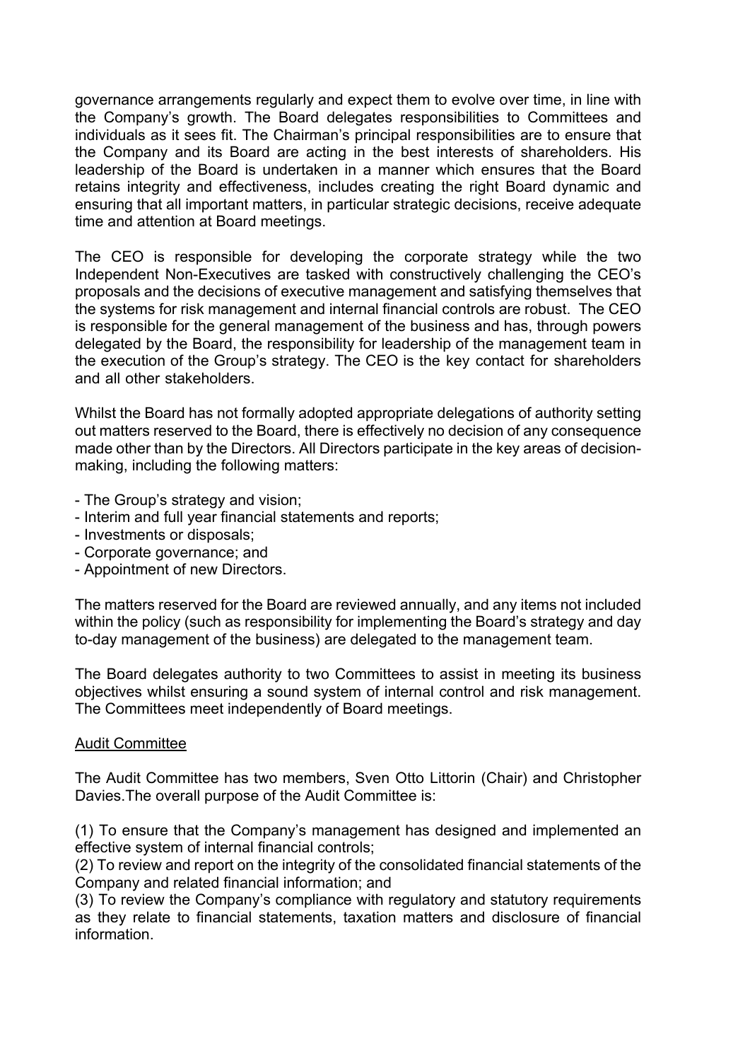governance arrangements regularly and expect them to evolve over time, in line with the Company's growth. The Board delegates responsibilities to Committees and individuals as it sees fit. The Chairman's principal responsibilities are to ensure that the Company and its Board are acting in the best interests of shareholders. His leadership of the Board is undertaken in a manner which ensures that the Board retains integrity and effectiveness, includes creating the right Board dynamic and ensuring that all important matters, in particular strategic decisions, receive adequate time and attention at Board meetings.

The CEO is responsible for developing the corporate strategy while the two Independent Non-Executives are tasked with constructively challenging the CEO's proposals and the decisions of executive management and satisfying themselves that the systems for risk management and internal financial controls are robust. The CEO is responsible for the general management of the business and has, through powers delegated by the Board, the responsibility for leadership of the management team in the execution of the Group's strategy. The CEO is the key contact for shareholders and all other stakeholders.

Whilst the Board has not formally adopted appropriate delegations of authority setting out matters reserved to the Board, there is effectively no decision of any consequence made other than by the Directors. All Directors participate in the key areas of decision-making, including the following matters:

- The Group's strategy and vision;
- Interim and full year financial statements and reports;
- Investments or disposals;
- Corporate governance; and
- Appointment of new Directors.

The matters reserved for the Board are reviewed annually, and any items not included within the policy (such as responsibility for implementing the Board's strategy and day to-day management of the business) are delegated to the management team.

The Board delegates authority to two Committees to assist in meeting its business objectives whilst ensuring a sound system of internal control and risk management. The Committees meet independently of Board meetings.

Audit Committee

The Audit Committee has two members, Sven Otto Littorin (Chair) and Christopher Davies.The overall purpose of the Audit Committee is:

(1) To ensure that the Company's management has designed and implemented an effective system of internal financial controls;
(2) To review and report on the integrity of the consolidated financial statements of the Company and related financial information; and
(3) To review the Company's compliance with regulatory and statutory requirements as they relate to financial statements, taxation matters and disclosure of financial information.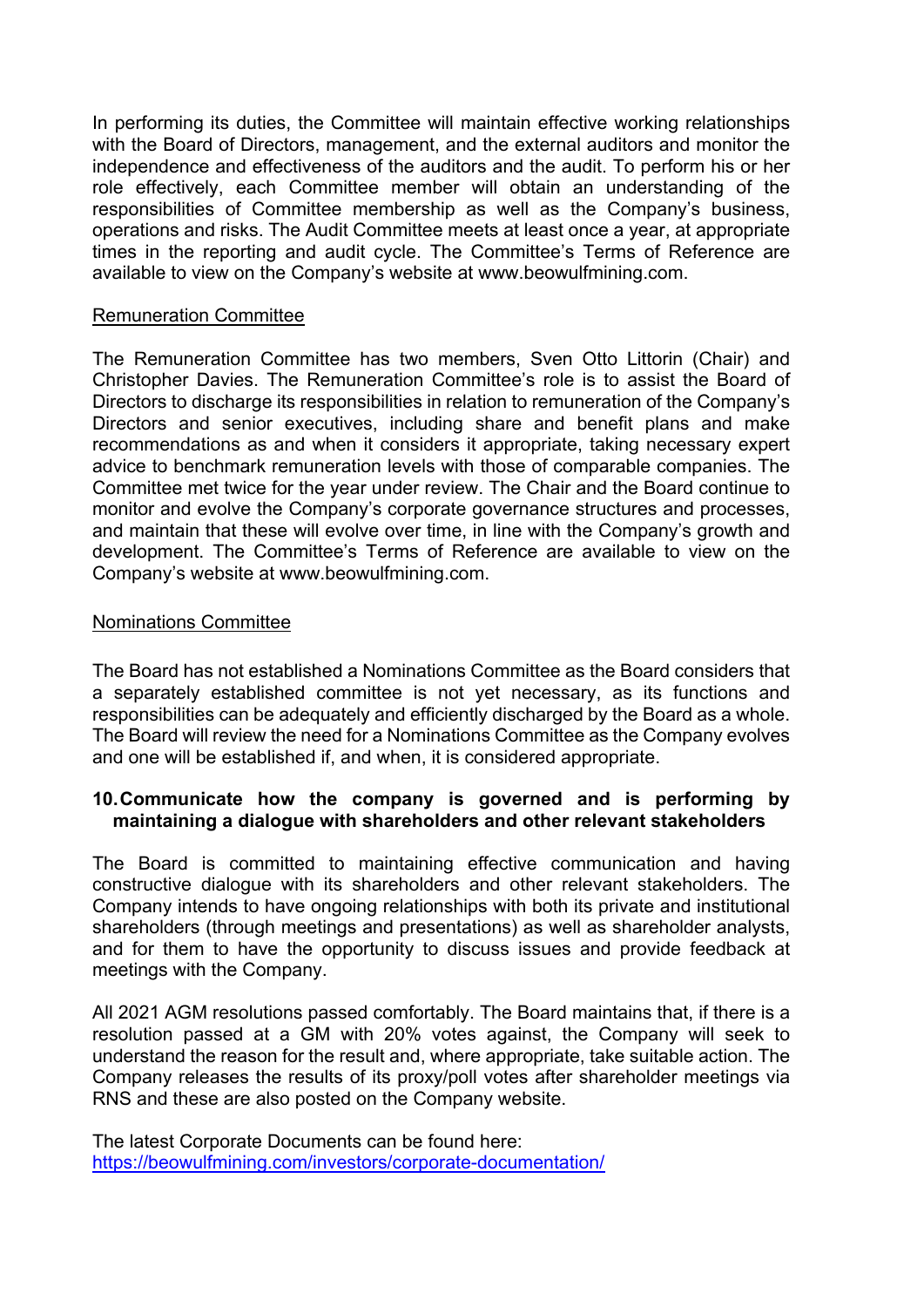In performing its duties, the Committee will maintain effective working relationships with the Board of Directors, management, and the external auditors and monitor the independence and effectiveness of the auditors and the audit. To perform his or her role effectively, each Committee member will obtain an understanding of the responsibilities of Committee membership as well as the Company's business, operations and risks. The Audit Committee meets at least once a year, at appropriate times in the reporting and audit cycle. The Committee's Terms of Reference are available to view on the Company's website at www.beowulfmining.com.

Remuneration Committee

The Remuneration Committee has two members, Sven Otto Littorin (Chair) and Christopher Davies. The Remuneration Committee's role is to assist the Board of Directors to discharge its responsibilities in relation to remuneration of the Company's Directors and senior executives, including share and benefit plans and make recommendations as and when it considers it appropriate, taking necessary expert advice to benchmark remuneration levels with those of comparable companies. The Committee met twice for the year under review. The Chair and the Board continue to monitor and evolve the Company's corporate governance structures and processes, and maintain that these will evolve over time, in line with the Company's growth and development. The Committee's Terms of Reference are available to view on the Company's website at www.beowulfmining.com.

Nominations Committee

The Board has not established a Nominations Committee as the Board considers that a separately established committee is not yet necessary, as its functions and responsibilities can be adequately and efficiently discharged by the Board as a whole. The Board will review the need for a Nominations Committee as the Company evolves and one will be established if, and when, it is considered appropriate.

**10. Communicate how the company is governed and is performing by maintaining a dialogue with shareholders and other relevant stakeholders**

The Board is committed to maintaining effective communication and having constructive dialogue with its shareholders and other relevant stakeholders. The Company intends to have ongoing relationships with both its private and institutional shareholders (through meetings and presentations) as well as shareholder analysts, and for them to have the opportunity to discuss issues and provide feedback at meetings with the Company.

All 2021 AGM resolutions passed comfortably. The Board maintains that, if there is a resolution passed at a GM with 20% votes against, the Company will seek to understand the reason for the result and, where appropriate, take suitable action. The Company releases the results of its proxy/poll votes after shareholder meetings via RNS and these are also posted on the Company website.

The latest Corporate Documents can be found here:
https://beowulfmining.com/investors/corporate-documentation/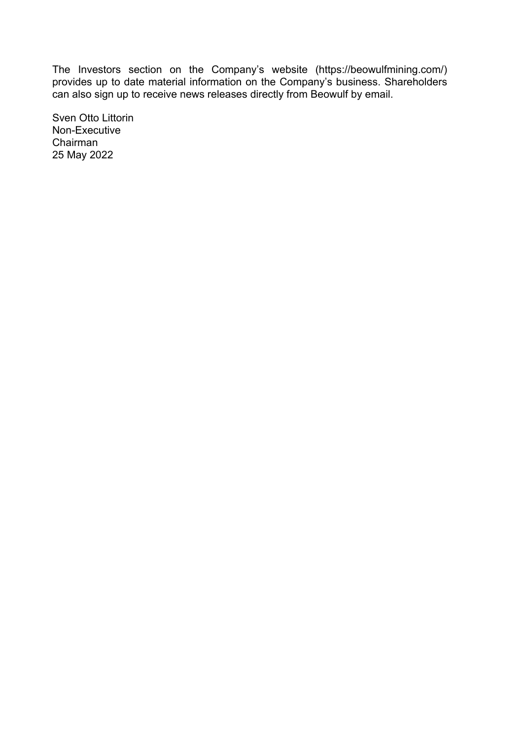The Investors section on the Company's website (https://beowulfmining.com/) provides up to date material information on the Company's business. Shareholders can also sign up to receive news releases directly from Beowulf by email.

Sven Otto Littorin
Non-Executive
Chairman
25 May 2022